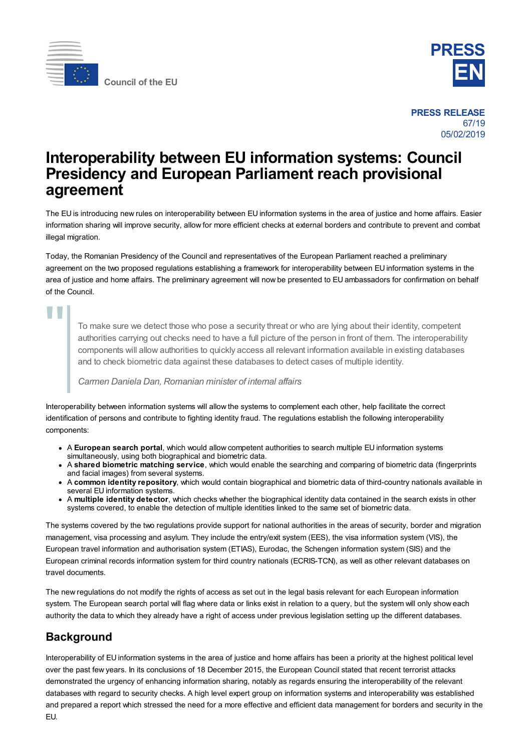Council of the EU

**PRESS RELEASE**
67/19
05/02/2019

# Interoperability between EU information systems: Council Presidency and European Parliament reach provisional agreement

The EU is introducing new rules on interoperability between EU information systems in the area of justice and home affairs. Easier information sharing will improve security, allow for more efficient checks at external borders and contribute to prevent and combat illegal migration.

Today, the Romanian Presidency of the Council and representatives of the European Parliament reached a preliminary agreement on the two proposed regulations establishing a framework for interoperability between EU information systems in the area of justice and home affairs. The preliminary agreement will now be presented to EU ambassadors for confirmation on behalf of the Council.

> To make sure we detect those who pose a security threat or who are lying about their identity, competent authorities carrying out checks need to have a full picture of the person in front of them. The interoperability components will allow authorities to quickly access all relevant information available in existing databases and to check biometric data against these databases to detect cases of multiple identity.
>
> *Carmen Daniela Dan, Romanian minister of internal affairs*

Interoperability between information systems will allow the systems to complement each other, help facilitate the correct identification of persons and contribute to fighting identity fraud. The regulations establish the following interoperability components:

- A **European search portal**, which would allow competent authorities to search multiple EU information systems simultaneously, using both biographical and biometric data.
- A **shared biometric matching service**, which would enable the searching and comparing of biometric data (fingerprints and facial images) from several systems.
- A **common identity repository**, which would contain biographical and biometric data of third-country nationals available in several EU information systems.
- A **multiple identity detector**, which checks whether the biographical identity data contained in the search exists in other systems covered, to enable the detection of multiple identities linked to the same set of biometric data.

The systems covered by the two regulations provide support for national authorities in the areas of security, border and migration management, visa processing and asylum. They include the entry/exit system (EES), the visa information system (VIS), the European travel information and authorisation system (ETIAS), Eurodac, the Schengen information system (SIS) and the European criminal records information system for third country nationals (ECRIS-TCN), as well as other relevant databases on travel documents.

The new regulations do not modify the rights of access as set out in the legal basis relevant for each European information system. The European search portal will flag where data or links exist in relation to a query, but the system will only show each authority the data to which they already have a right of access under previous legislation setting up the different databases.

## Background

Interoperability of EU information systems in the area of justice and home affairs has been a priority at the highest political level over the past few years. In its conclusions of 18 December 2015, the European Council stated that recent terrorist attacks demonstrated the urgency of enhancing information sharing, notably as regards ensuring the interoperability of the relevant databases with regard to security checks. A high level expert group on information systems and interoperability was established and prepared a report which stressed the need for a more effective and efficient data management for borders and security in the EU.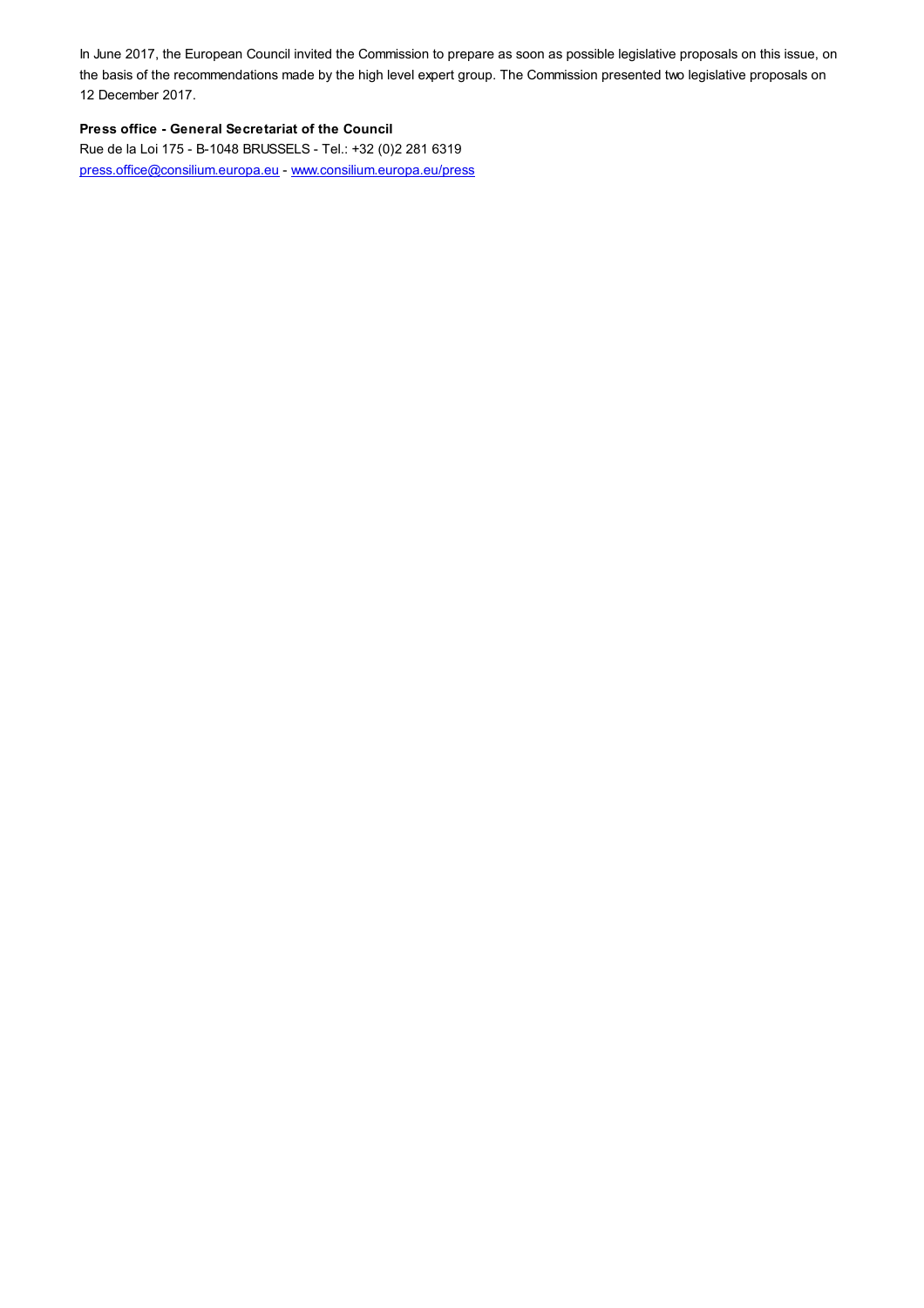In June 2017, the European Council invited the Commission to prepare as soon as possible legislative proposals on this issue, on the basis of the recommendations made by the high level expert group. The Commission presented two legislative proposals on 12 December 2017.

**Press office - General Secretariat of the Council**
Rue de la Loi 175 - B-1048 BRUSSELS - Tel.: +32 (0)2 281 6319
press.office@consilium.europa.eu - www.consilium.europa.eu/press